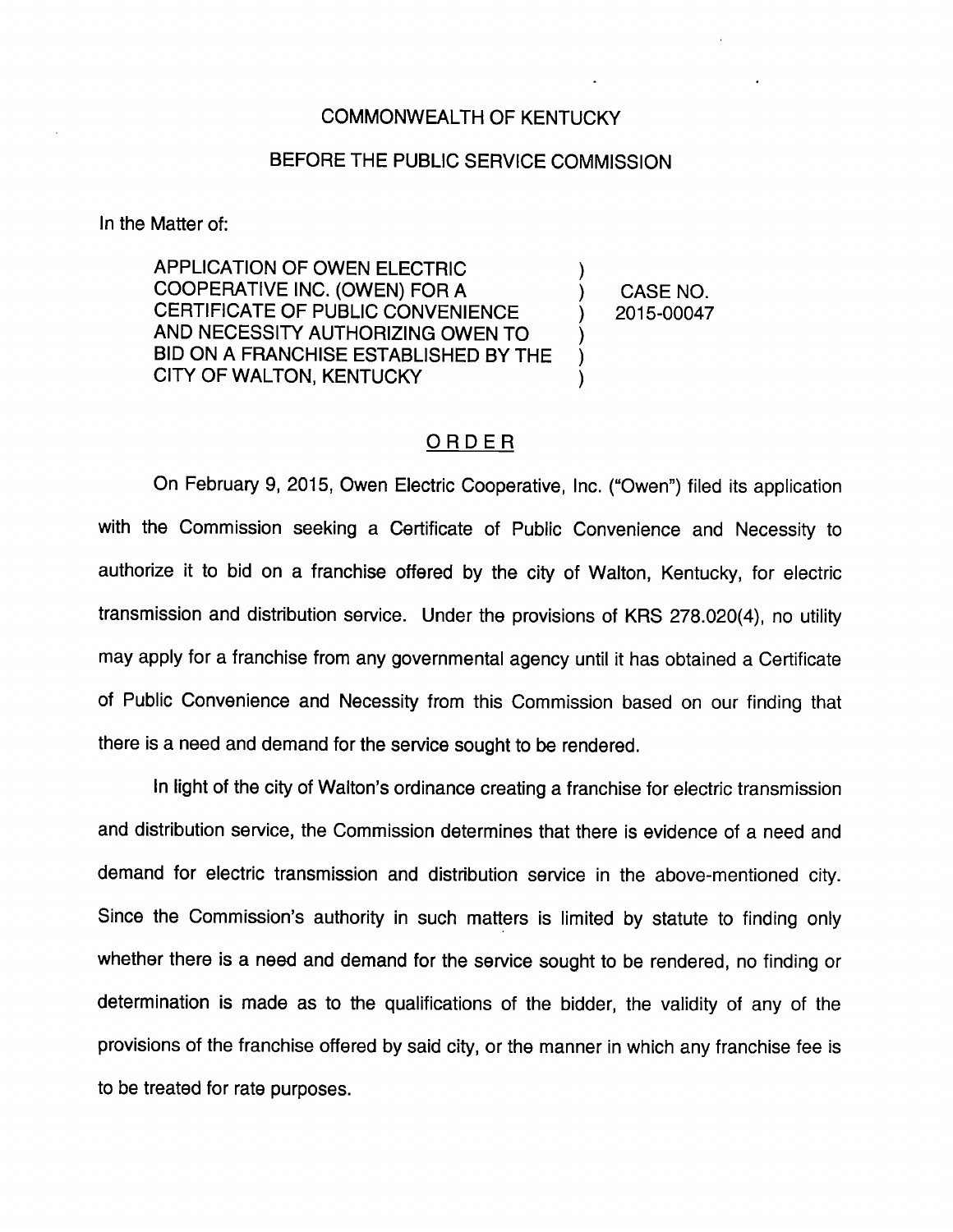COMMONWEALTH OF KENTUCKY

BEFORE THE PUBLIC SERVICE COMMISSION

In the Matter of:

| | | |
|---|---|---|
| APPLICATION OF OWEN ELECTRIC COOPERATIVE INC. (OWEN) FOR A CERTIFICATE OF PUBLIC CONVENIENCE AND NECESSITY AUTHORIZING OWEN TO BID ON A FRANCHISE ESTABLISHED BY THE CITY OF WALTON, KENTUCKY | ) | CASE NO. 2015-00047 |

## ORDER

On February 9, 2015, Owen Electric Cooperative, Inc. ("Owen") filed its application with the Commission seeking a Certificate of Public Convenience and Necessity to authorize it to bid on a franchise offered by the city of Walton, Kentucky, for electric transmission and distribution service. Under the provisions of KRS 278.020(4), no utility may apply for a franchise from any governmental agency until it has obtained a Certificate of Public Convenience and Necessity from this Commission based on our finding that there is a need and demand for the service sought to be rendered.

In light of the city of Walton's ordinance creating a franchise for electric transmission and distribution service, the Commission determines that there is evidence of a need and demand for electric transmission and distribution service in the above-mentioned city. Since the Commission's authority in such matters is limited by statute to finding only whether there is a need and demand for the service sought to be rendered, no finding or determination is made as to the qualifications of the bidder, the validity of any of the provisions of the franchise offered by said city, or the manner in which any franchise fee is to be treated for rate purposes.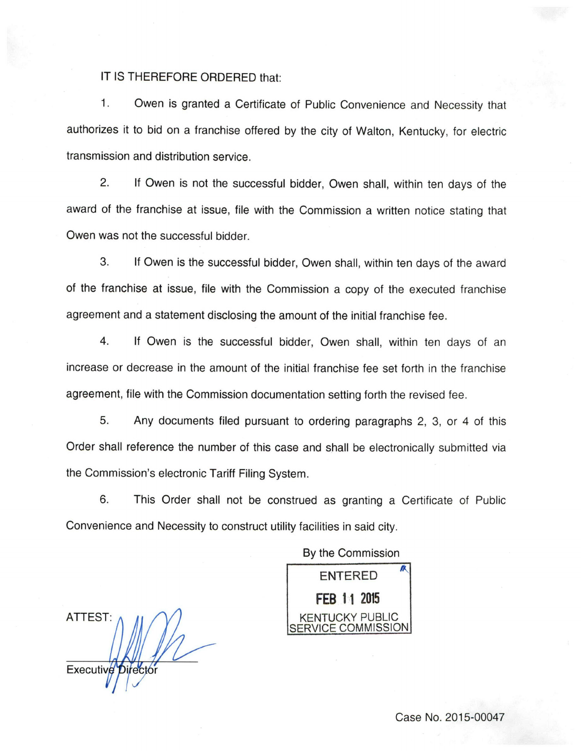IT IS THEREFORE ORDERED that:

1. Owen is granted a Certificate of Public Convenience and Necessity that authorizes it to bid on a franchise offered by the city of Walton, Kentucky, for electric transmission and distribution service.

2. If Owen is not the successful bidder, Owen shall, within ten days of the award of the franchise at issue, file with the Commission a written notice stating that Owen was not the successful bidder.

3. If Owen is the successful bidder, Owen shall, within ten days of the award of the franchise at issue, file with the Commission a copy of the executed franchise agreement and a statement disclosing the amount of the initial franchise fee.

4. If Owen is the successful bidder, Owen shall, within ten days of an increase or decrease in the amount of the initial franchise fee set forth in the franchise agreement, file with the Commission documentation setting forth the revised fee.

5. Any documents filed pursuant to ordering paragraphs 2, 3, or 4 of this Order shall reference the number of this case and shall be electronically submitted via the Commission's electronic Tariff Filing System.

6. This Order shall not be construed as granting a Certificate of Public Convenience and Necessity to construct utility facilities in said city.

By the Commission

ENTERED
FEB 11 2015
KENTUCKY PUBLIC SERVICE COMMISSION

ATTEST:

Executive Director

Case No. 2015-00047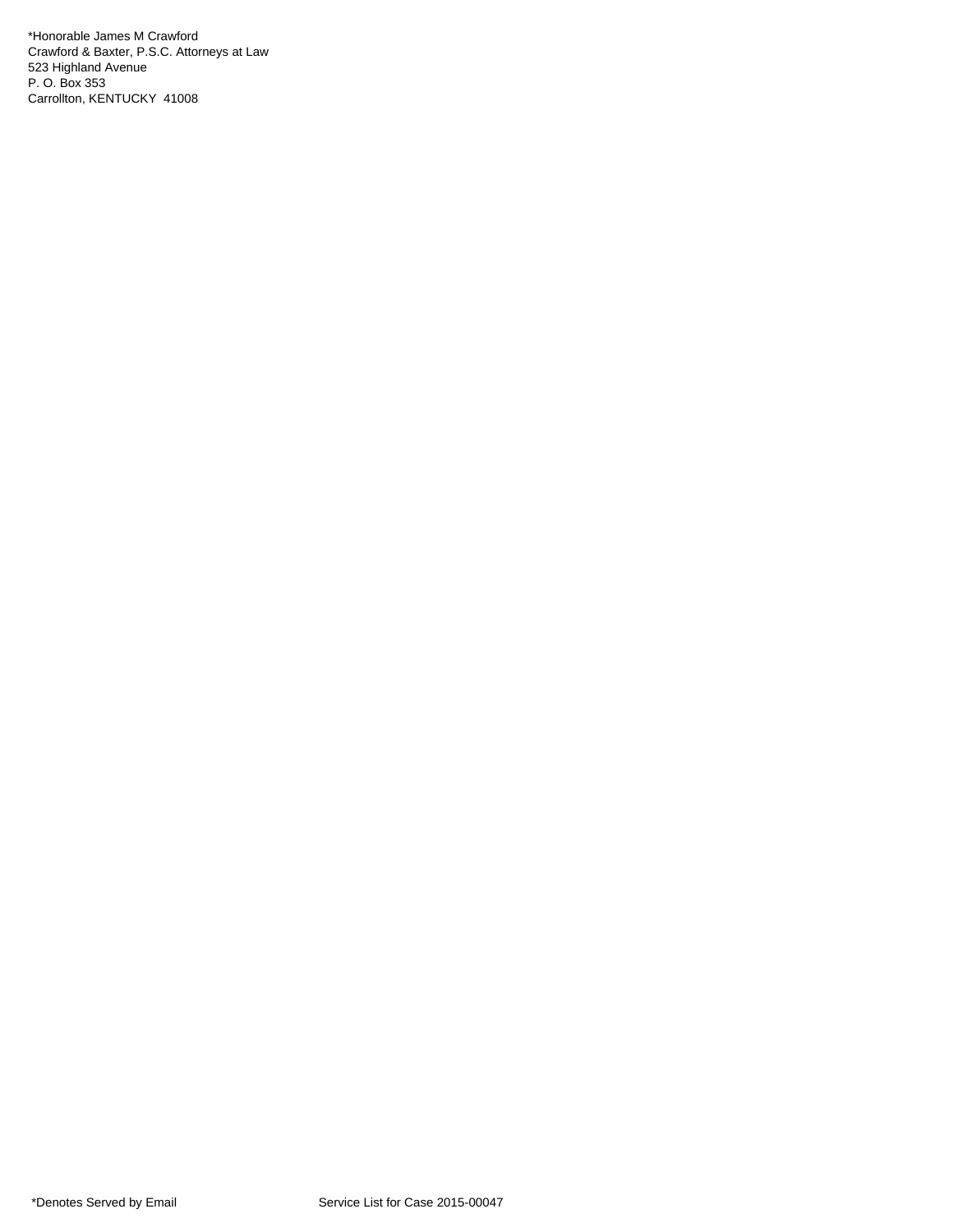*Honorable James M Crawford
Crawford & Baxter, P.S.C. Attorneys at Law
523 Highland Avenue
P. O. Box 353
Carrollton, KENTUCKY 41008